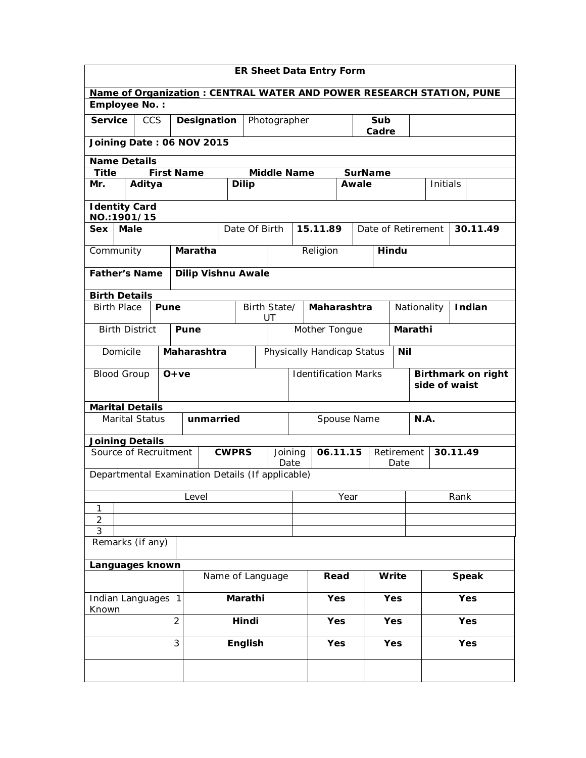# ER Sheet Data Entry Form

**Name of Organization : CENTRAL WATER AND POWER RESEARCH STATION, PUNE**

**Employee No. :**

| **Service** | CCS | **Designation** | Photographer | **Sub Cadre** | |
|---|---|---|---|---|---|

**Joining Date : 06 NOV 2015**

**Name Details**

| **Title** | **First Name** | **Middle Name** | **SurName** | | |
|---|---|---|---|---|---|
| **Mr.** | **Aditya** | **Dilip** | **Awale** | Initials | |

**Identity Card NO.:1901/15**

| **Sex** | **Male** | Date Of Birth | **15.11.89** | Date of Retirement | **30.11.49** |
|---|---|---|---|---|---|

| Community | **Maratha** | Religion | **Hindu** |
|---|---|---|---|

| **Father's Name** | **Dilip Vishnu Awale** |
|---|---|

**Birth Details**

| Birth Place | **Pune** | Birth State/ UT | **Maharashtra** | Nationality | **Indian** |
|---|---|---|---|---|---|

| Birth District | **Pune** | Mother Tongue | **Marathi** |
|---|---|---|---|
| Domicile | **Maharashtra** | Physically Handicap Status | **Nil** |
| Blood Group | **O+ve** | Identification Marks | **Birthmark on right side of waist** |

**Marital Details**

| Marital Status | **unmarried** | Spouse Name | **N.A.** |
|---|---|---|---|

**Joining Details**

| Source of Recruitment | **CWPRS** | Joining Date | **06.11.15** | Retirement Date | **30.11.49** |
|---|---|---|---|---|---|

Departmental Examination Details (If applicable)

| | Level | Year | Rank |
|---|---|---|---|
| 1 | | | |
| 2 | | | |
| 3 | | | |

| Remarks (if any) | |
|---|---|

**Languages known**

| | Name of Language | Read | Write | Speak |
|---|---|---|---|---|
| Indian Languages Known 1 | **Marathi** | **Yes** | **Yes** | **Yes** |
| 2 | **Hindi** | **Yes** | **Yes** | **Yes** |
| 3 | **English** | **Yes** | **Yes** | **Yes** |
| | | | | |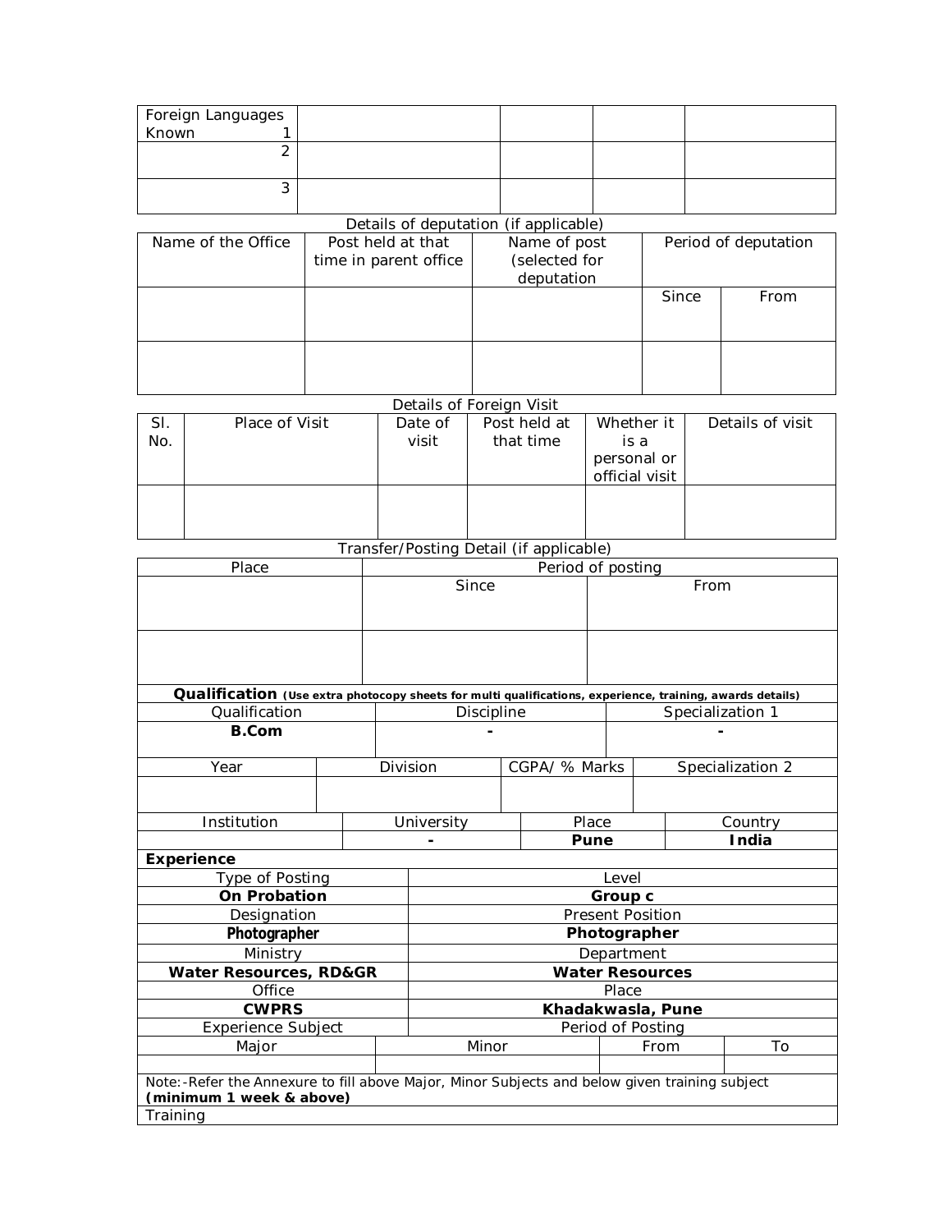| Foreign Languages Known 1 | | | | |
|---|---|---|---|---|
| 2 | | | | |
| 3 | | | | |

Details of deputation (if applicable)

| Name of the Office | Post held at that time in parent office | Name of post (selected for deputation | Period of deputation | |
|---|---|---|---|---|
| | | | Since | From |
| | | | | |
| | | | | |

Details of Foreign Visit

| Sl. No. | Place of Visit | Date of visit | Post held at that time | Whether it is a personal or official visit | Details of visit |
|---|---|---|---|---|---|
| | | | | | |

Transfer/Posting Detail (if applicable)

| Place | Period of posting | |
|---|---|---|
| | Since | From |
| | | |
| | | |

**Qualification** **(Use extra photocopy sheets for multi qualifications, experience, training, awards details)**

| Qualification | Discipline | Specialization 1 |
|---|---|---|
| **B.Com** | **-** | **-** |

| Year | Division | CGPA/ % Marks | Specialization 2 |
|---|---|---|---|
| | | | |

| Institution | University | Place | Country |
|---|---|---|---|
| | **-** | **Pune** | **India** |

**Experience**

| Type of Posting | Level |
|---|---|
| **On Probation** | **Group c** |
| Designation | Present Position |
| **Photographer** | **Photographer** |
| Ministry | Department |
| **Water Resources, RD&GR** | **Water Resources** |
| Office | Place |
| **CWPRS** | **Khadakwasla, Pune** |
| Experience Subject | Period of Posting |

| Major | Minor | From | To |
|---|---|---|---|
| | | | |

Note:-Refer the Annexure to fill above Major, Minor Subjects and below given training subject **(minimum 1 week & above)**

Training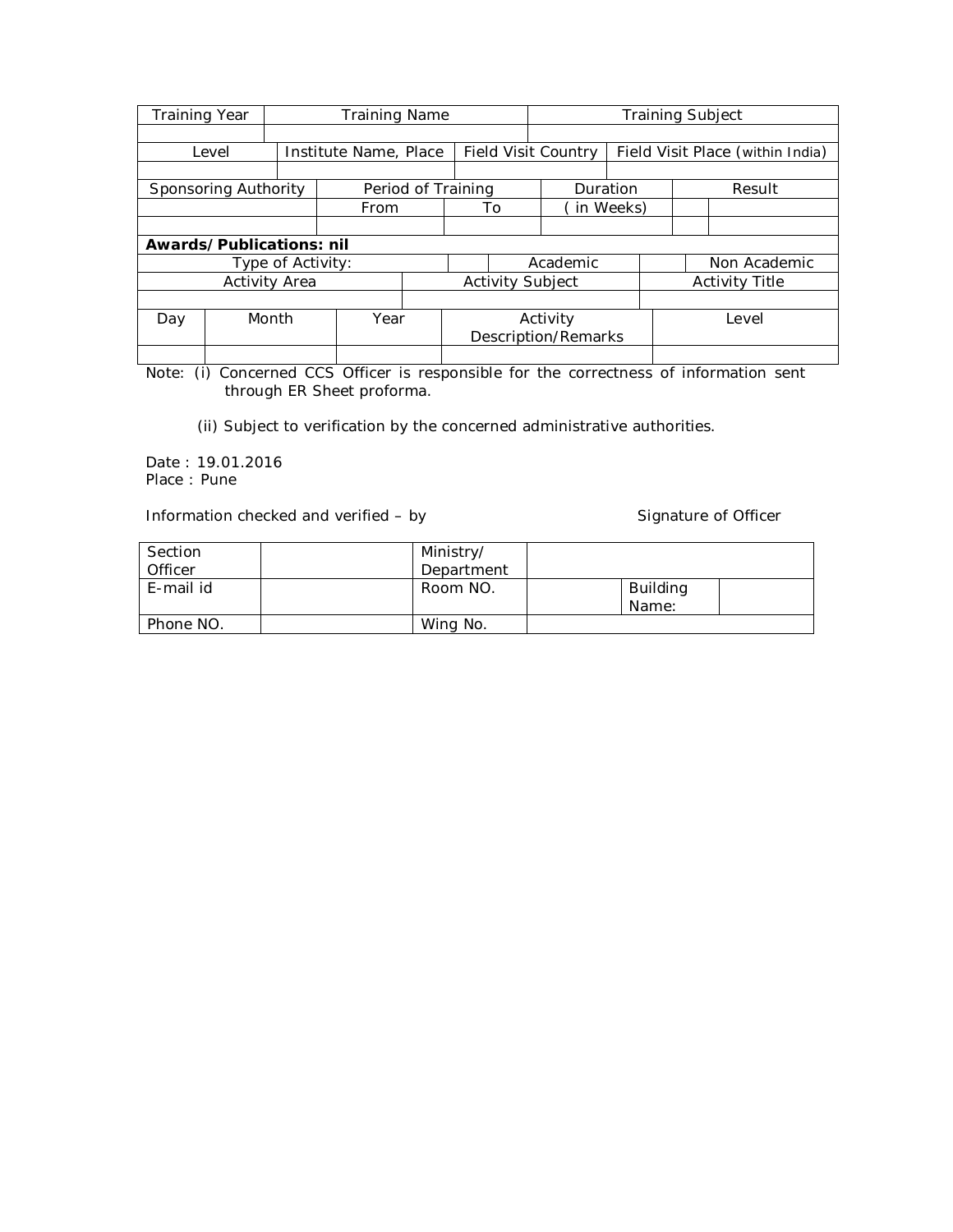| Training Year | Training Name | Training Subject |
|---|---|---|
| | | |

| Level | Institute Name, Place | Field Visit Country | Field Visit Place (within India) |
|---|---|---|---|
| | | | |

| Sponsoring Authority | Period of Training | | Duration | | Result |
|---|---|---|---|---|---|
| | From | To | ( in Weeks) | | |
| | | | | | |

**Awards/Publications: nil**

| Type of Activity: | | Academic | | Non Academic |
|---|---|---|---|---|

| Activity Area | Activity Subject | Activity Title |
|---|---|---|
| | | |

| Day | Month | Year | Activity Description/Remarks | Level |
|---|---|---|---|---|
| | | | | |

Note: (i) Concerned CCS Officer is responsible for the correctness of information sent through ER Sheet proforma.

(ii) Subject to verification by the concerned administrative authorities.

Date : 19.01.2016
Place : Pune

Information checked and verified – by                Signature of Officer

| | | | | | |
|---|---|---|---|---|---|
| Section Officer | | Ministry/ Department | | | |
| E-mail id | | Room NO. | | Building Name: | |
| Phone NO. | | Wing No. | | | |